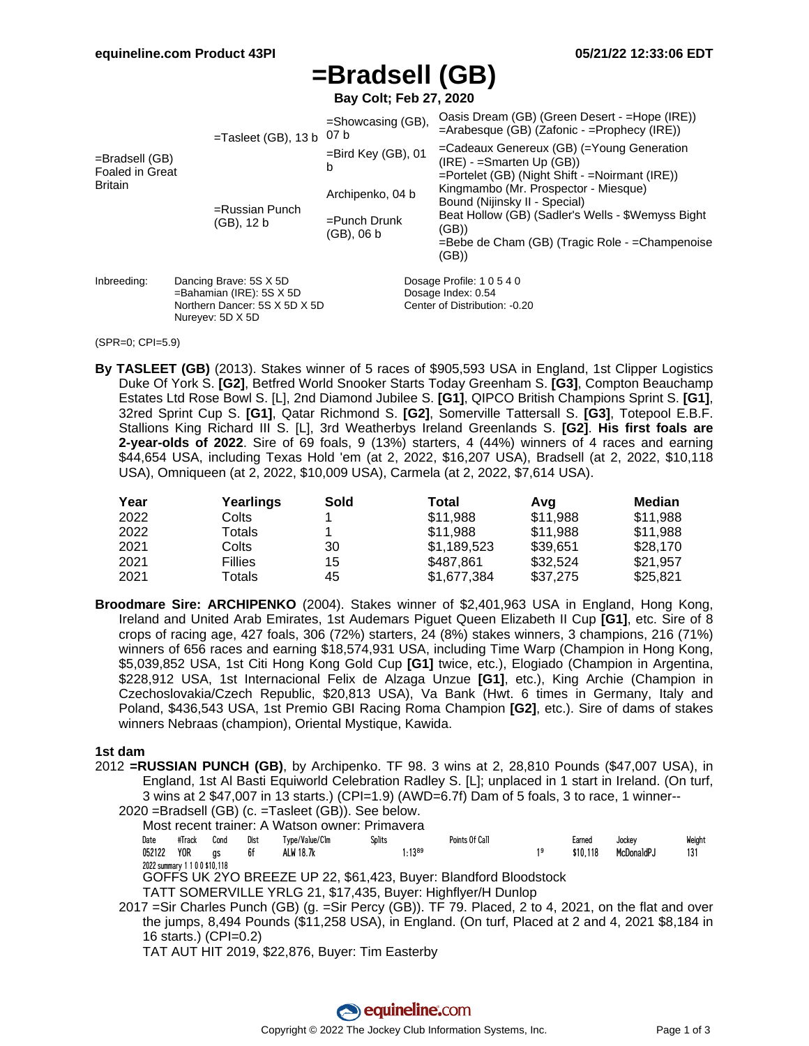# =Bradsell (GB)

**Bay Colt; Feb 27, 2020**

| | | | |
|---|---|---|---|
| =Bradsell (GB) Foaled in Great Britain | =Tasleet (GB), 13 b | =Showcasing (GB), 07 b | Oasis Dream (GB) (Green Desert - =Hope (IRE)) =Arabesque (GB) (Zafonic - =Prophecy (IRE)) |
| | | =Bird Key (GB), 01 b | =Cadeaux Genereux (GB) (=Young Generation (IRE) - =Smarten Up (GB)) =Portelet (GB) (Night Shift - =Noirmant (IRE)) |
| | =Russian Punch (GB), 12 b | Archipenko, 04 b | Kingmambo (Mr. Prospector - Miesque) Bound (Nijinsky II - Special) |
| | | =Punch Drunk (GB), 06 b | Beat Hollow (GB) (Sadler's Wells - $Wemyss Bight (GB)) =Bebe de Cham (GB) (Tragic Role - =Champenoise (GB)) |

Inbreeding: Dancing Brave: 5S X 5D
=Bahamian (IRE): 5S X 5D
Northern Dancer: 5S X 5D X 5D
Nureyev: 5D X 5D

Dosage Profile: 1 0 5 4 0
Dosage Index: 0.54
Center of Distribution: -0.20

(SPR=0; CPI=5.9)

**By TASLEET (GB)** (2013). Stakes winner of 5 races of $905,593 USA in England, 1st Clipper Logistics Duke Of York S. **[G2]**, Betfred World Snooker Starts Today Greenham S. **[G3]**, Compton Beauchamp Estates Ltd Rose Bowl S. [L], 2nd Diamond Jubilee S. **[G1]**, QIPCO British Champions Sprint S. **[G1]**, 32red Sprint Cup S. **[G1]**, Qatar Richmond S. **[G2]**, Somerville Tattersall S. **[G3]**, Totepool E.B.F. Stallions King Richard III S. [L], 3rd Weatherbys Ireland Greenlands S. **[G2]**. **His first foals are 2-year-olds of 2022**. Sire of 69 foals, 9 (13%) starters, 4 (44%) winners of 4 races and earning $44,654 USA, including Texas Hold 'em (at 2, 2022, $16,207 USA), Bradsell (at 2, 2022, $10,118 USA), Omniqueen (at 2, 2022, $10,009 USA), Carmela (at 2, 2022, $7,614 USA).

| Year | Yearlings | Sold | Total | Avg | Median |
|---|---|---|---|---|---|
| 2022 | Colts | 1 | $11,988 | $11,988 | $11,988 |
| 2022 | Totals | 1 | $11,988 | $11,988 | $11,988 |
| 2021 | Colts | 30 | $1,189,523 | $39,651 | $28,170 |
| 2021 | Fillies | 15 | $487,861 | $32,524 | $21,957 |
| 2021 | Totals | 45 | $1,677,384 | $37,275 | $25,821 |

**Broodmare Sire: ARCHIPENKO** (2004). Stakes winner of $2,401,963 USA in England, Hong Kong, Ireland and United Arab Emirates, 1st Audemars Piguet Queen Elizabeth II Cup **[G1]**, etc. Sire of 8 crops of racing age, 427 foals, 306 (72%) starters, 24 (8%) stakes winners, 3 champions, 216 (71%) winners of 656 races and earning $18,574,931 USA, including Time Warp (Champion in Hong Kong, $5,039,852 USA, 1st Citi Hong Kong Gold Cup **[G1]** twice, etc.), Elogiado (Champion in Argentina, $228,912 USA, 1st Internacional Felix de Alzaga Unzue **[G1]**, etc.), King Archie (Champion in Czechoslovakia/Czech Republic, $20,813 USA), Va Bank (Hwt. 6 times in Germany, Italy and Poland, $436,543 USA, 1st Premio GBI Racing Roma Champion **[G2]**, etc.). Sire of dams of stakes winners Nebraas (champion), Oriental Mystique, Kawida.

### 1st dam

2012 **=RUSSIAN PUNCH (GB)**, by Archipenko. TF 98. 3 wins at 2, 28,810 Pounds ($47,007 USA), in England, 1st Al Basti Equiworld Celebration Radley S. [L]; unplaced in 1 start in Ireland. (On turf, 3 wins at 2 $47,007 in 13 starts.) (CPI=1.9) (AWD=6.7f) Dam of 5 foals, 3 to race, 1 winner--

2020 =Bradsell (GB) (c. =Tasleet (GB)). See below.
Most recent trainer: A Watson owner: Primavera

| Date | #Track | Cond | Dist | Type/Value/Clm | Splits | | Points Of Call | | Earned | Jockey | Weight |
|---|---|---|---|---|---|---|---|---|---|---|---|
| 052122 | YOR | gs | 6f | ALW 18.7k | | 1:13⁸⁹ | | 1⁹ | $10,118 | McDonaldPJ | 131 |

2022 summary 1 1 0 0 $10,118

GOFFS UK 2YO BREEZE UP 22, $61,423, Buyer: Blandford Bloodstock
TATT SOMERVILLE YRLG 21, $17,435, Buyer: Highflyer/H Dunlop

2017 =Sir Charles Punch (GB) (g. =Sir Percy (GB)). TF 79. Placed, 2 to 4, 2021, on the flat and over the jumps, 8,494 Pounds ($11,258 USA), in England. (On turf, Placed at 2 and 4, 2021 $8,184 in 16 starts.) (CPI=0.2)
TAT AUT HIT 2019, $22,876, Buyer: Tim Easterby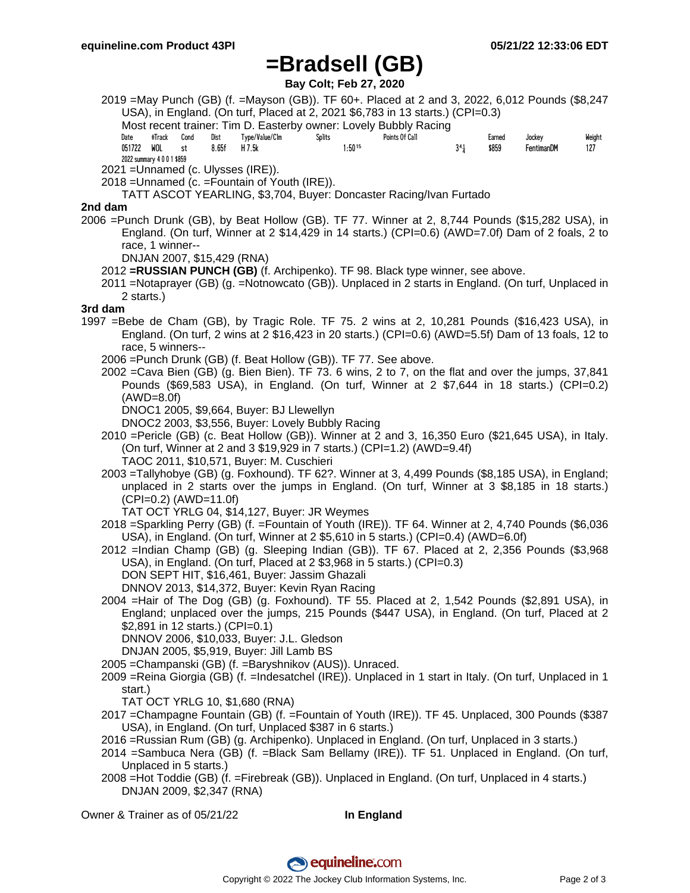# =Bradsell (GB)

**Bay Colt; Feb 27, 2020**

2019 =May Punch (GB) (f. =Mayson (GB)). TF 60+. Placed at 2 and 3, 2022, 6,012 Pounds ($8,247 USA), in England. (On turf, Placed at 2, 2021 $6,783 in 13 starts.) (CPI=0.3)

Most recent trainer: Tim D. Easterby owner: Lovely Bubbly Racing

| Date | #Track | Cond | Dist | Type/Value/Clm | Splits | | Points Of Call | | Earned | Jockey | Weight |
|---|---|---|---|---|---|---|---|---|---|---|---|
| 051722 | WOL | st | 8.65f | H 7.5k | | 1:50 15 | | $3^{4\frac{1}{4}}$ | $859 | FentimanDM | 127 |

2022 summary 4 0 0 1 $859

2021 =Unnamed (c. Ulysses (IRE)).

2018 =Unnamed (c. =Fountain of Youth (IRE)).

TATT ASCOT YEARLING, $3,704, Buyer: Doncaster Racing/Ivan Furtado

### 2nd dam

2006 =Punch Drunk (GB), by Beat Hollow (GB). TF 77. Winner at 2, 8,744 Pounds ($15,282 USA), in England. (On turf, Winner at 2 $14,429 in 14 starts.) (CPI=0.6) (AWD=7.0f) Dam of 2 foals, 2 to race, 1 winner--

DNJAN 2007, $15,429 (RNA)

2012 **=RUSSIAN PUNCH (GB)** (f. Archipenko). TF 98. Black type winner, see above.

2011 =Notaprayer (GB) (g. =Notnowcato (GB)). Unplaced in 2 starts in England. (On turf, Unplaced in 2 starts.)

### 3rd dam

1997 =Bebe de Cham (GB), by Tragic Role. TF 75. 2 wins at 2, 10,281 Pounds ($16,423 USA), in England. (On turf, 2 wins at 2 $16,423 in 20 starts.) (CPI=0.6) (AWD=5.5f) Dam of 13 foals, 12 to race, 5 winners--

2006 =Punch Drunk (GB) (f. Beat Hollow (GB)). TF 77. See above.

2002 =Cava Bien (GB) (g. Bien Bien). TF 73. 6 wins, 2 to 7, on the flat and over the jumps, 37,841 Pounds ($69,583 USA), in England. (On turf, Winner at 2 $7,644 in 18 starts.) (CPI=0.2) (AWD=8.0f)

DNOC1 2005, $9,664, Buyer: BJ Llewellyn

DNOC2 2003, $3,556, Buyer: Lovely Bubbly Racing

2010 =Pericle (GB) (c. Beat Hollow (GB)). Winner at 2 and 3, 16,350 Euro ($21,645 USA), in Italy. (On turf, Winner at 2 and 3 $19,929 in 7 starts.) (CPI=1.2) (AWD=9.4f)

TAOC 2011, $10,571, Buyer: M. Cuschieri

2003 =Tallyhobye (GB) (g. Foxhound). TF 62?. Winner at 3, 4,499 Pounds ($8,185 USA), in England; unplaced in 2 starts over the jumps in England. (On turf, Winner at 3 $8,185 in 18 starts.) (CPI=0.2) (AWD=11.0f)

TAT OCT YRLG 04, $14,127, Buyer: JR Weymes

2018 =Sparkling Perry (GB) (f. =Fountain of Youth (IRE)). TF 64. Winner at 2, 4,740 Pounds ($6,036 USA), in England. (On turf, Winner at 2 $5,610 in 5 starts.) (CPI=0.4) (AWD=6.0f)

2012 =Indian Champ (GB) (g. Sleeping Indian (GB)). TF 67. Placed at 2, 2,356 Pounds ($3,968 USA), in England. (On turf, Placed at 2 $3,968 in 5 starts.) (CPI=0.3)

DON SEPT HIT, $16,461, Buyer: Jassim Ghazali

DNNOV 2013, $14,372, Buyer: Kevin Ryan Racing

2004 =Hair of The Dog (GB) (g. Foxhound). TF 55. Placed at 2, 1,542 Pounds ($2,891 USA), in England; unplaced over the jumps, 215 Pounds ($447 USA), in England. (On turf, Placed at 2 $2,891 in 12 starts.) (CPI=0.1)

DNNOV 2006, $10,033, Buyer: J.L. Gledson

DNJAN 2005, $5,919, Buyer: Jill Lamb BS

2005 =Champanski (GB) (f. =Baryshnikov (AUS)). Unraced.

2009 =Reina Giorgia (GB) (f. =Indesatchel (IRE)). Unplaced in 1 start in Italy. (On turf, Unplaced in 1 start.)

TAT OCT YRLG 10, $1,680 (RNA)

2017 =Champagne Fountain (GB) (f. =Fountain of Youth (IRE)). TF 45. Unplaced, 300 Pounds ($387 USA), in England. (On turf, Unplaced $387 in 6 starts.)

2016 =Russian Rum (GB) (g. Archipenko). Unplaced in England. (On turf, Unplaced in 3 starts.)

2014 =Sambuca Nera (GB) (f. =Black Sam Bellamy (IRE)). TF 51. Unplaced in England. (On turf, Unplaced in 5 starts.)

2008 =Hot Toddie (GB) (f. =Firebreak (GB)). Unplaced in England. (On turf, Unplaced in 4 starts.)

DNJAN 2009, $2,347 (RNA)

Owner & Trainer as of 05/21/22 **In England**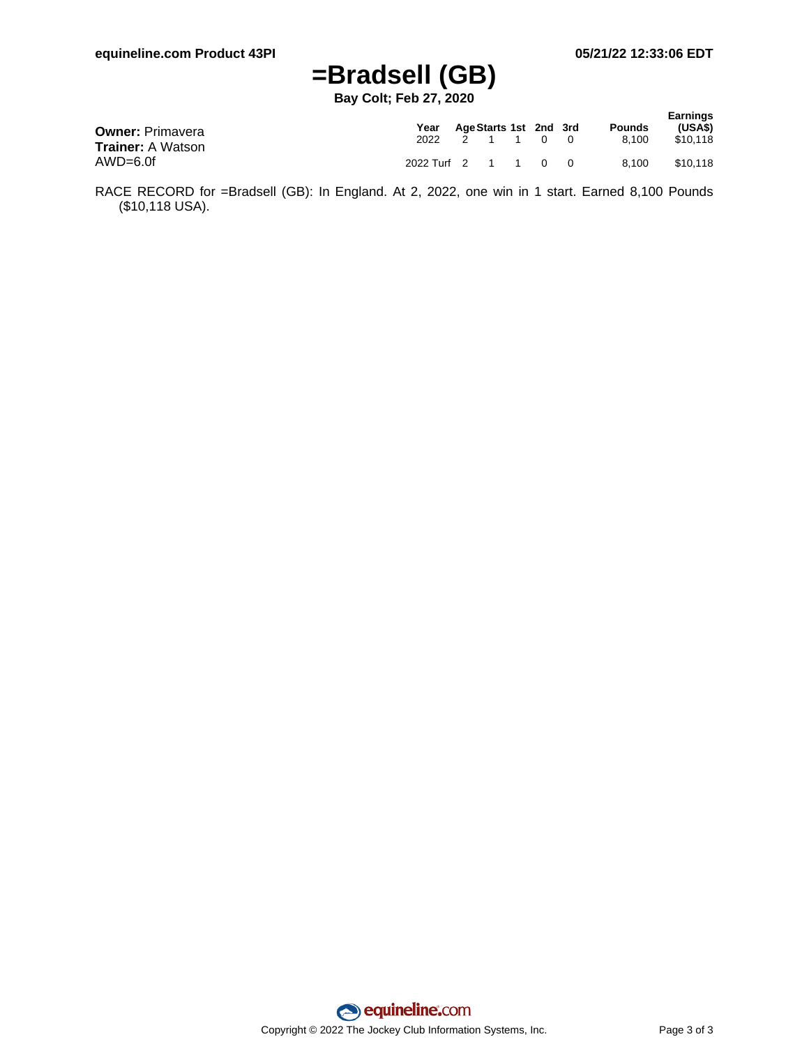# =Bradsell (GB)

**Bay Colt; Feb 27, 2020**

**Owner:** Primavera
**Trainer:** A Watson
AWD=6.0f

| Year | Age | Starts | 1st | 2nd | 3rd | Pounds | Earnings (USA$) |
|---|---|---|---|---|---|---|---|
| 2022 | 2 | 1 | 1 | 0 | 0 | 8,100 | $10,118 |
| 2022 Turf | 2 | 1 | 1 | 0 | 0 | 8,100 | $10,118 |

RACE RECORD for =Bradsell (GB): In England. At 2, 2022, one win in 1 start. Earned 8,100 Pounds ($10,118 USA).